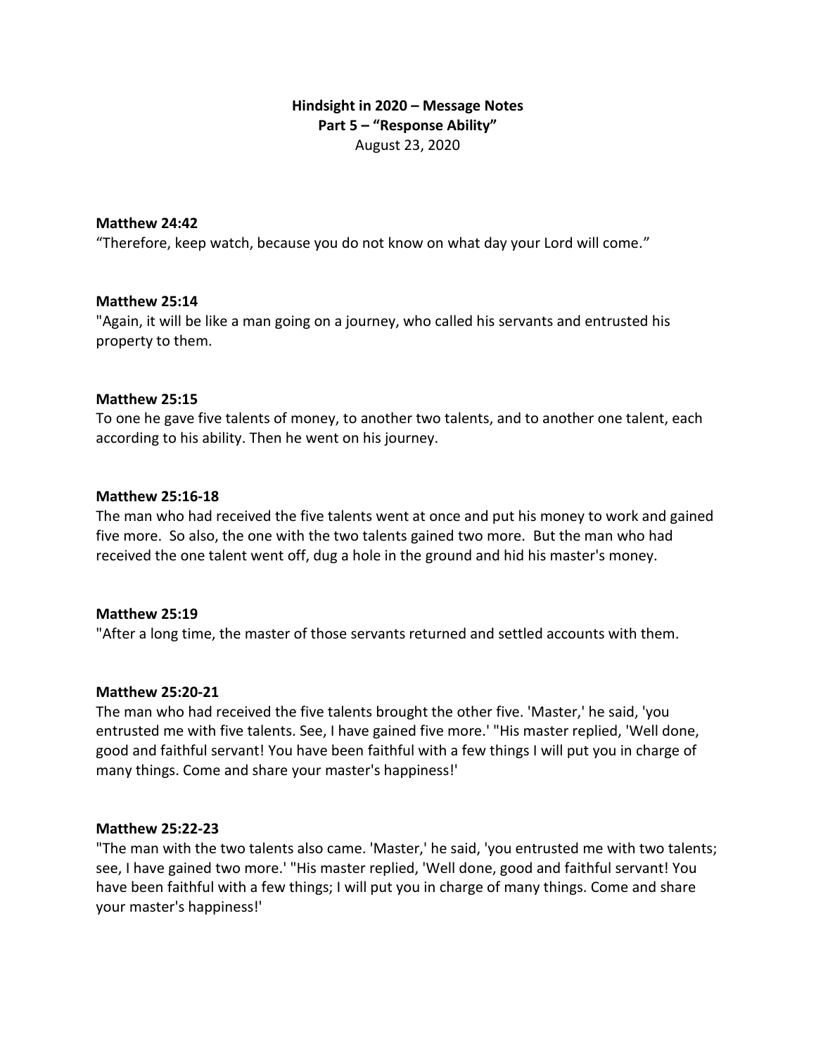**Hindsight in 2020 – Message Notes**
**Part 5 – "Response Ability"**
August 23, 2020

**Matthew 24:42**
"Therefore, keep watch, because you do not know on what day your Lord will come."

**Matthew 25:14**
"Again, it will be like a man going on a journey, who called his servants and entrusted his property to them.

**Matthew 25:15**
To one he gave five talents of money, to another two talents, and to another one talent, each according to his ability. Then he went on his journey.

**Matthew 25:16-18**
The man who had received the five talents went at once and put his money to work and gained five more. So also, the one with the two talents gained two more. But the man who had received the one talent went off, dug a hole in the ground and hid his master's money.

**Matthew 25:19**
"After a long time, the master of those servants returned and settled accounts with them.

**Matthew 25:20-21**
The man who had received the five talents brought the other five. 'Master,' he said, 'you entrusted me with five talents. See, I have gained five more.' "His master replied, 'Well done, good and faithful servant! You have been faithful with a few things I will put you in charge of many things. Come and share your master's happiness!'

**Matthew 25:22-23**
"The man with the two talents also came. 'Master,' he said, 'you entrusted me with two talents; see, I have gained two more.' "His master replied, 'Well done, good and faithful servant! You have been faithful with a few things; I will put you in charge of many things. Come and share your master's happiness!'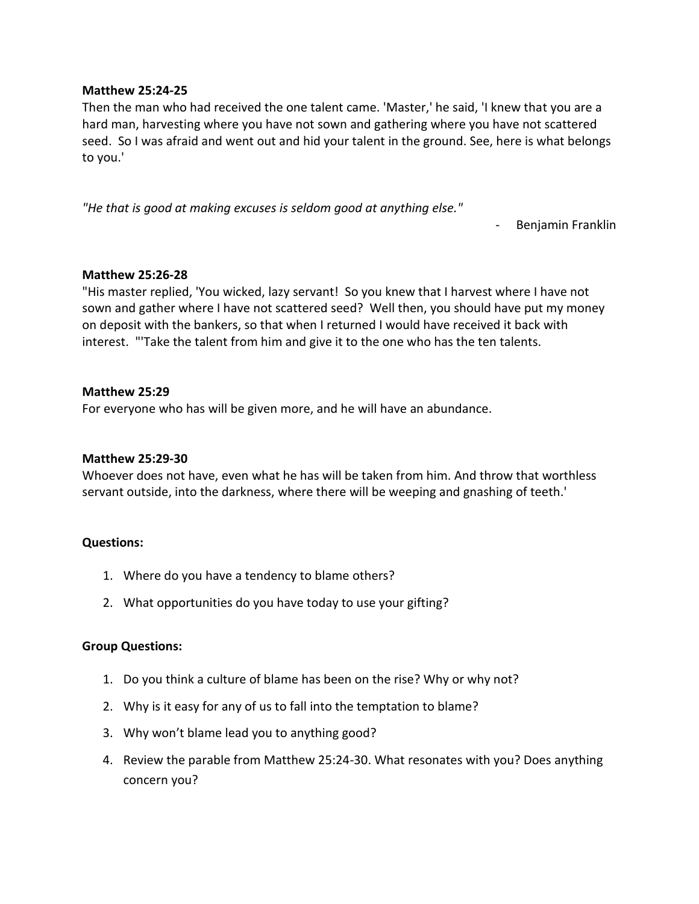**Matthew 25:24-25**
Then the man who had received the one talent came. 'Master,' he said, 'I knew that you are a hard man, harvesting where you have not sown and gathering where you have not scattered seed. So I was afraid and went out and hid your talent in the ground. See, here is what belongs to you.'

*"He that is good at making excuses is seldom good at anything else."*

- Benjamin Franklin

**Matthew 25:26-28**
"His master replied, 'You wicked, lazy servant! So you knew that I harvest where I have not sown and gather where I have not scattered seed? Well then, you should have put my money on deposit with the bankers, so that when I returned I would have received it back with interest. "'Take the talent from him and give it to the one who has the ten talents.

**Matthew 25:29**
For everyone who has will be given more, and he will have an abundance.

**Matthew 25:29-30**
Whoever does not have, even what he has will be taken from him. And throw that worthless servant outside, into the darkness, where there will be weeping and gnashing of teeth.'

**Questions:**

1. Where do you have a tendency to blame others?
2. What opportunities do you have today to use your gifting?

**Group Questions:**

1. Do you think a culture of blame has been on the rise? Why or why not?
2. Why is it easy for any of us to fall into the temptation to blame?
3. Why won't blame lead you to anything good?
4. Review the parable from Matthew 25:24-30. What resonates with you? Does anything concern you?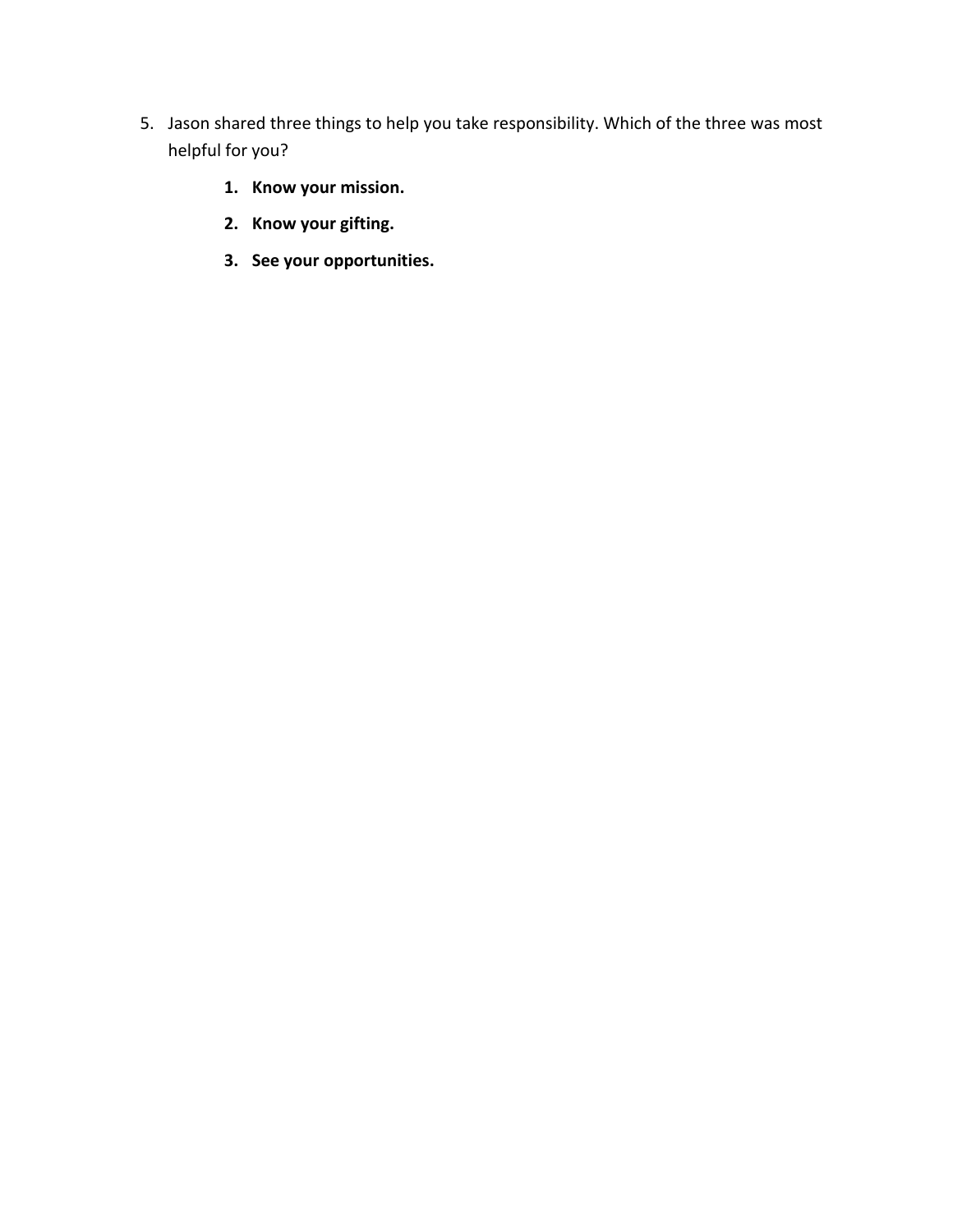5. Jason shared three things to help you take responsibility. Which of the three was most helpful for you?

    1. **Know your mission.**
    2. **Know your gifting.**
    3. **See your opportunities.**